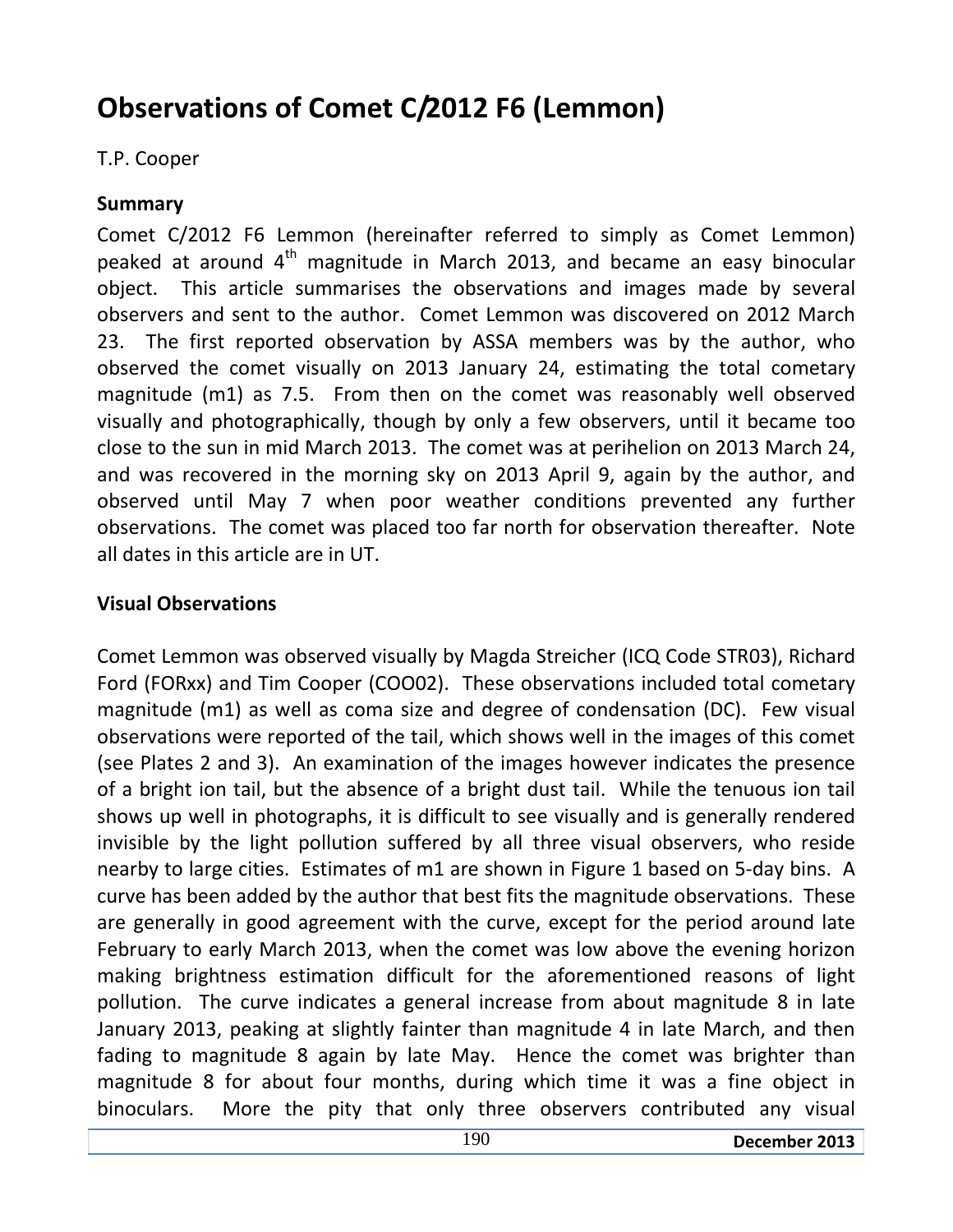# Observations of Comet C/2012 F6 (Lemmon)

T.P. Cooper

## Summary

Comet C/2012 F6 Lemmon (hereinafter referred to simply as Comet Lemmon) peaked at around 4$^{th}$ magnitude in March 2013, and became an easy binocular object. This article summarises the observations and images made by several observers and sent to the author. Comet Lemmon was discovered on 2012 March 23. The first reported observation by ASSA members was by the author, who observed the comet visually on 2013 January 24, estimating the total cometary magnitude (m1) as 7.5. From then on the comet was reasonably well observed visually and photographically, though by only a few observers, until it became too close to the sun in mid March 2013. The comet was at perihelion on 2013 March 24, and was recovered in the morning sky on 2013 April 9, again by the author, and observed until May 7 when poor weather conditions prevented any further observations. The comet was placed too far north for observation thereafter. Note all dates in this article are in UT.

## Visual Observations

Comet Lemmon was observed visually by Magda Streicher (ICQ Code STR03), Richard Ford (FORxx) and Tim Cooper (COO02). These observations included total cometary magnitude (m1) as well as coma size and degree of condensation (DC). Few visual observations were reported of the tail, which shows well in the images of this comet (see Plates 2 and 3). An examination of the images however indicates the presence of a bright ion tail, but the absence of a bright dust tail. While the tenuous ion tail shows up well in photographs, it is difficult to see visually and is generally rendered invisible by the light pollution suffered by all three visual observers, who reside nearby to large cities. Estimates of m1 are shown in Figure 1 based on 5-day bins. A curve has been added by the author that best fits the magnitude observations. These are generally in good agreement with the curve, except for the period around late February to early March 2013, when the comet was low above the evening horizon making brightness estimation difficult for the aforementioned reasons of light pollution. The curve indicates a general increase from about magnitude 8 in late January 2013, peaking at slightly fainter than magnitude 4 in late March, and then fading to magnitude 8 again by late May. Hence the comet was brighter than magnitude 8 for about four months, during which time it was a fine object in binoculars. More the pity that only three observers contributed any visual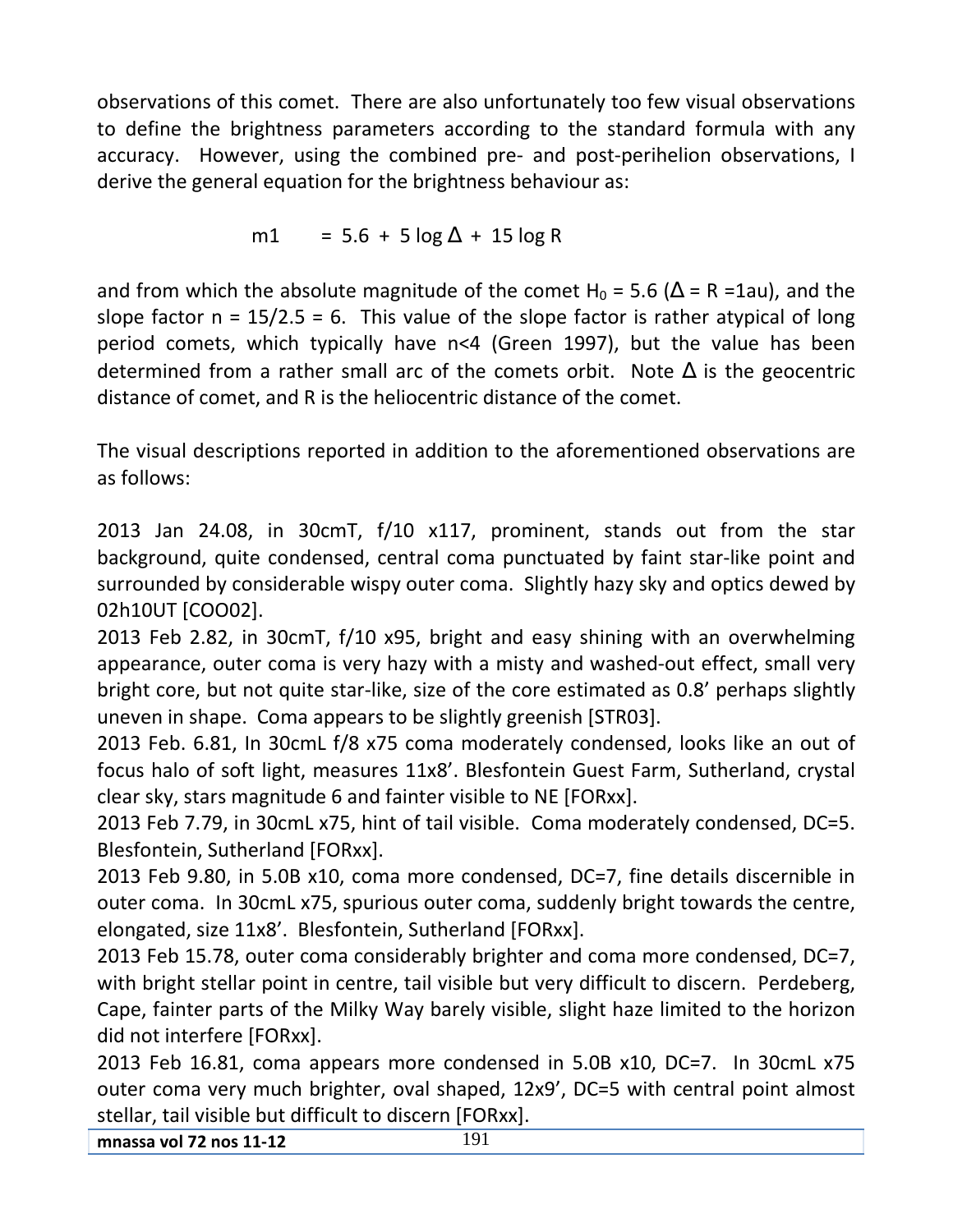observations of this comet. There are also unfortunately too few visual observations to define the brightness parameters according to the standard formula with any accuracy. However, using the combined pre- and post-perihelion observations, I derive the general equation for the brightness behaviour as:

$$m1 = 5.6 + 5 \log \Delta + 15 \log R$$

and from which the absolute magnitude of the comet $H_0 = 5.6$ ($\Delta = R = 1$au), and the slope factor $n = 15/2.5 = 6$. This value of the slope factor is rather atypical of long period comets, which typically have $n<4$ (Green 1997), but the value has been determined from a rather small arc of the comets orbit. Note $\Delta$ is the geocentric distance of comet, and R is the heliocentric distance of the comet.

The visual descriptions reported in addition to the aforementioned observations are as follows:

2013 Jan 24.08, in 30cmT, f/10 x117, prominent, stands out from the star background, quite condensed, central coma punctuated by faint star-like point and surrounded by considerable wispy outer coma. Slightly hazy sky and optics dewed by 02h10UT [COO02].

2013 Feb 2.82, in 30cmT, f/10 x95, bright and easy shining with an overwhelming appearance, outer coma is very hazy with a misty and washed-out effect, small very bright core, but not quite star-like, size of the core estimated as 0.8' perhaps slightly uneven in shape. Coma appears to be slightly greenish [STR03].

2013 Feb. 6.81, In 30cmL f/8 x75 coma moderately condensed, looks like an out of focus halo of soft light, measures 11x8'. Blesfontein Guest Farm, Sutherland, crystal clear sky, stars magnitude 6 and fainter visible to NE [FORxx].

2013 Feb 7.79, in 30cmL x75, hint of tail visible. Coma moderately condensed, DC=5. Blesfontein, Sutherland [FORxx].

2013 Feb 9.80, in 5.0B x10, coma more condensed, DC=7, fine details discernible in outer coma. In 30cmL x75, spurious outer coma, suddenly bright towards the centre, elongated, size 11x8'. Blesfontein, Sutherland [FORxx].

2013 Feb 15.78, outer coma considerably brighter and coma more condensed, DC=7, with bright stellar point in centre, tail visible but very difficult to discern. Perdeberg, Cape, fainter parts of the Milky Way barely visible, slight haze limited to the horizon did not interfere [FORxx].

2013 Feb 16.81, coma appears more condensed in 5.0B x10, DC=7. In 30cmL x75 outer coma very much brighter, oval shaped, 12x9', DC=5 with central point almost stellar, tail visible but difficult to discern [FORxx].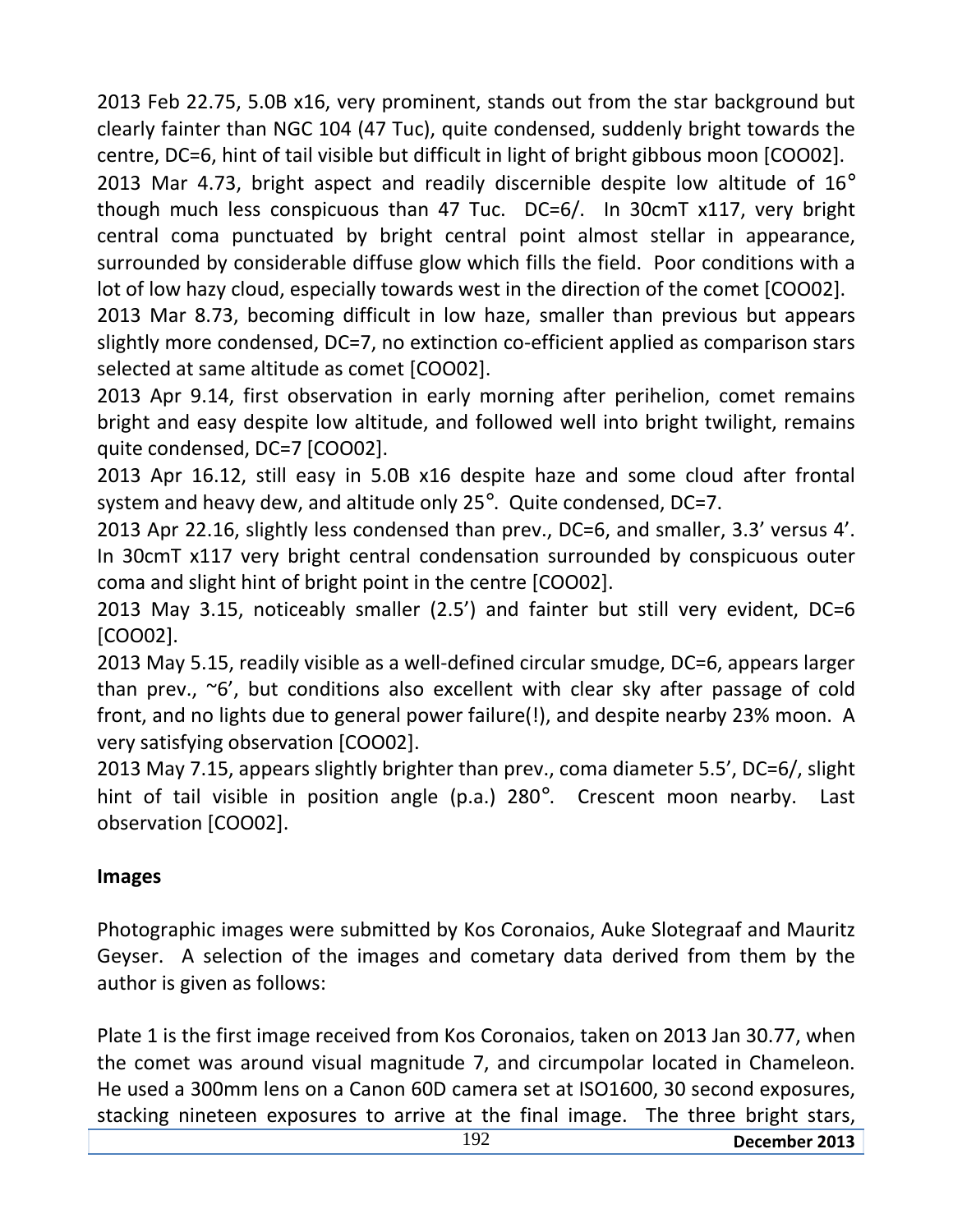2013 Feb 22.75, 5.0B x16, very prominent, stands out from the star background but clearly fainter than NGC 104 (47 Tuc), quite condensed, suddenly bright towards the centre, DC=6, hint of tail visible but difficult in light of bright gibbous moon [COO02].

2013 Mar 4.73, bright aspect and readily discernible despite low altitude of 16° though much less conspicuous than 47 Tuc. DC=6/. In 30cmT x117, very bright central coma punctuated by bright central point almost stellar in appearance, surrounded by considerable diffuse glow which fills the field. Poor conditions with a lot of low hazy cloud, especially towards west in the direction of the comet [COO02].

2013 Mar 8.73, becoming difficult in low haze, smaller than previous but appears slightly more condensed, DC=7, no extinction co-efficient applied as comparison stars selected at same altitude as comet [COO02].

2013 Apr 9.14, first observation in early morning after perihelion, comet remains bright and easy despite low altitude, and followed well into bright twilight, remains quite condensed, DC=7 [COO02].

2013 Apr 16.12, still easy in 5.0B x16 despite haze and some cloud after frontal system and heavy dew, and altitude only 25°. Quite condensed, DC=7.

2013 Apr 22.16, slightly less condensed than prev., DC=6, and smaller, 3.3' versus 4'. In 30cmT x117 very bright central condensation surrounded by conspicuous outer coma and slight hint of bright point in the centre [COO02].

2013 May 3.15, noticeably smaller (2.5') and fainter but still very evident, DC=6 [COO02].

2013 May 5.15, readily visible as a well-defined circular smudge, DC=6, appears larger than prev., ~6', but conditions also excellent with clear sky after passage of cold front, and no lights due to general power failure(!), and despite nearby 23% moon. A very satisfying observation [COO02].

2013 May 7.15, appears slightly brighter than prev., coma diameter 5.5', DC=6/, slight hint of tail visible in position angle (p.a.) 280°. Crescent moon nearby. Last observation [COO02].

**Images**

Photographic images were submitted by Kos Coronaios, Auke Slotegraaf and Mauritz Geyser. A selection of the images and cometary data derived from them by the author is given as follows:

Plate 1 is the first image received from Kos Coronaios, taken on 2013 Jan 30.77, when the comet was around visual magnitude 7, and circumpolar located in Chameleon. He used a 300mm lens on a Canon 60D camera set at ISO1600, 30 second exposures, stacking nineteen exposures to arrive at the final image. The three bright stars,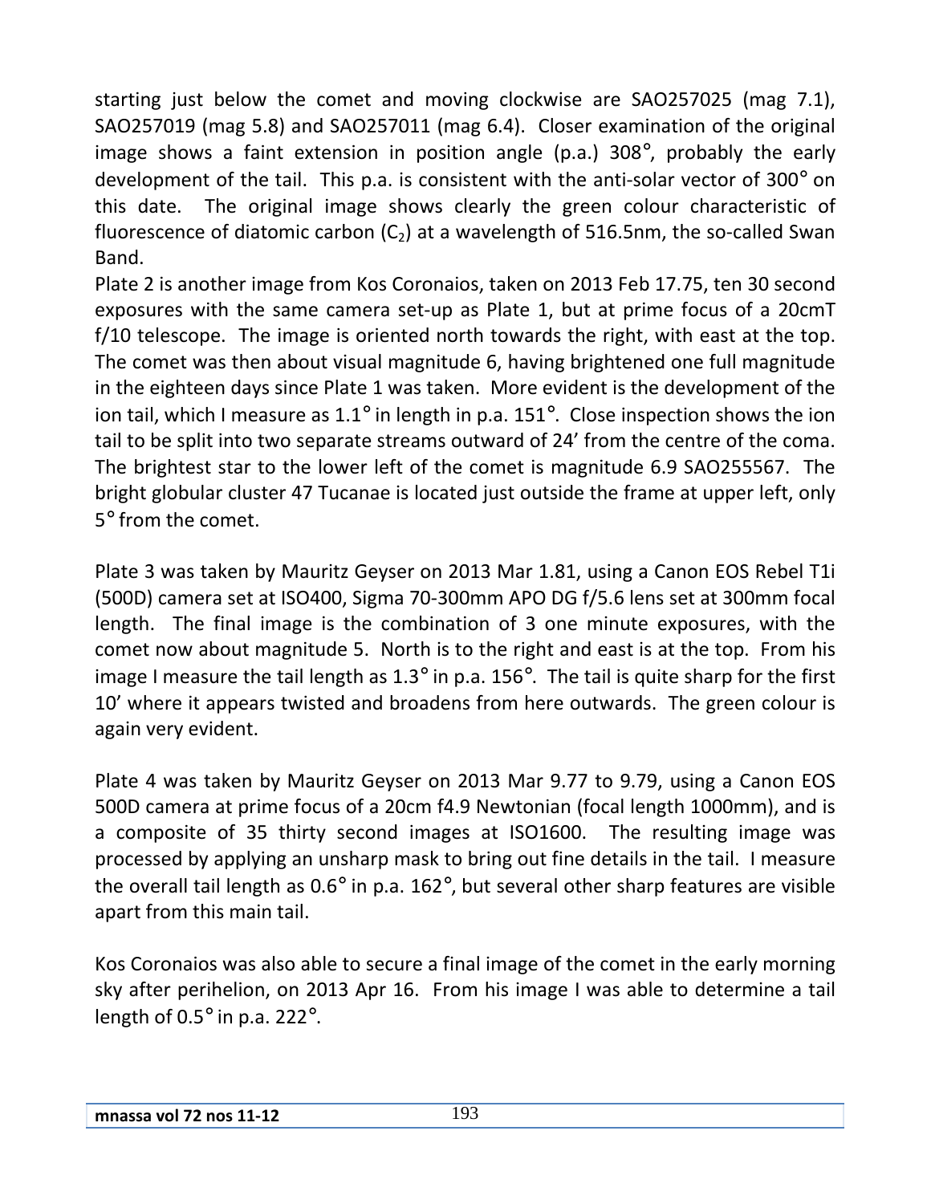starting just below the comet and moving clockwise are SAO257025 (mag 7.1), SAO257019 (mag 5.8) and SAO257011 (mag 6.4). Closer examination of the original image shows a faint extension in position angle (p.a.) 308°, probably the early development of the tail. This p.a. is consistent with the anti-solar vector of 300° on this date. The original image shows clearly the green colour characteristic of fluorescence of diatomic carbon ($C_2$) at a wavelength of 516.5nm, the so-called Swan Band.

Plate 2 is another image from Kos Coronaios, taken on 2013 Feb 17.75, ten 30 second exposures with the same camera set-up as Plate 1, but at prime focus of a 20cmT f/10 telescope. The image is oriented north towards the right, with east at the top. The comet was then about visual magnitude 6, having brightened one full magnitude in the eighteen days since Plate 1 was taken. More evident is the development of the ion tail, which I measure as 1.1° in length in p.a. 151°. Close inspection shows the ion tail to be split into two separate streams outward of 24' from the centre of the coma. The brightest star to the lower left of the comet is magnitude 6.9 SAO255567. The bright globular cluster 47 Tucanae is located just outside the frame at upper left, only 5° from the comet.

Plate 3 was taken by Mauritz Geyser on 2013 Mar 1.81, using a Canon EOS Rebel T1i (500D) camera set at ISO400, Sigma 70-300mm APO DG f/5.6 lens set at 300mm focal length. The final image is the combination of 3 one minute exposures, with the comet now about magnitude 5. North is to the right and east is at the top. From his image I measure the tail length as 1.3° in p.a. 156°. The tail is quite sharp for the first 10' where it appears twisted and broadens from here outwards. The green colour is again very evident.

Plate 4 was taken by Mauritz Geyser on 2013 Mar 9.77 to 9.79, using a Canon EOS 500D camera at prime focus of a 20cm f4.9 Newtonian (focal length 1000mm), and is a composite of 35 thirty second images at ISO1600. The resulting image was processed by applying an unsharp mask to bring out fine details in the tail. I measure the overall tail length as 0.6° in p.a. 162°, but several other sharp features are visible apart from this main tail.

Kos Coronaios was also able to secure a final image of the comet in the early morning sky after perihelion, on 2013 Apr 16. From his image I was able to determine a tail length of 0.5° in p.a. 222°.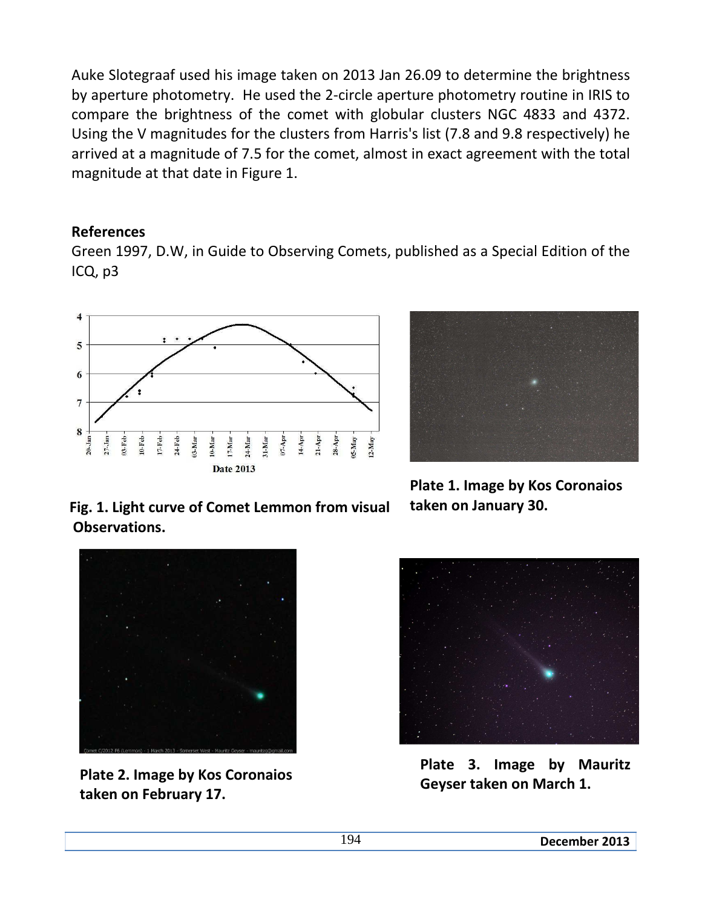Auke Slotegraaf used his image taken on 2013 Jan 26.09 to determine the brightness by aperture photometry. He used the 2-circle aperture photometry routine in IRIS to compare the brightness of the comet with globular clusters NGC 4833 and 4372. Using the V magnitudes for the clusters from Harris's list (7.8 and 9.8 respectively) he arrived at a magnitude of 7.5 for the comet, almost in exact agreement with the total magnitude at that date in Figure 1.

### References

Green 1997, D.W, in Guide to Observing Comets, published as a Special Edition of the ICQ, p3

**Fig. 1. Light curve of Comet Lemmon from visual Observations.**

**Plate 1. Image by Kos Coronaios taken on January 30.**

**Plate 2. Image by Kos Coronaios taken on February 17.**

**Plate 3. Image by Mauritz Geyser taken on March 1.**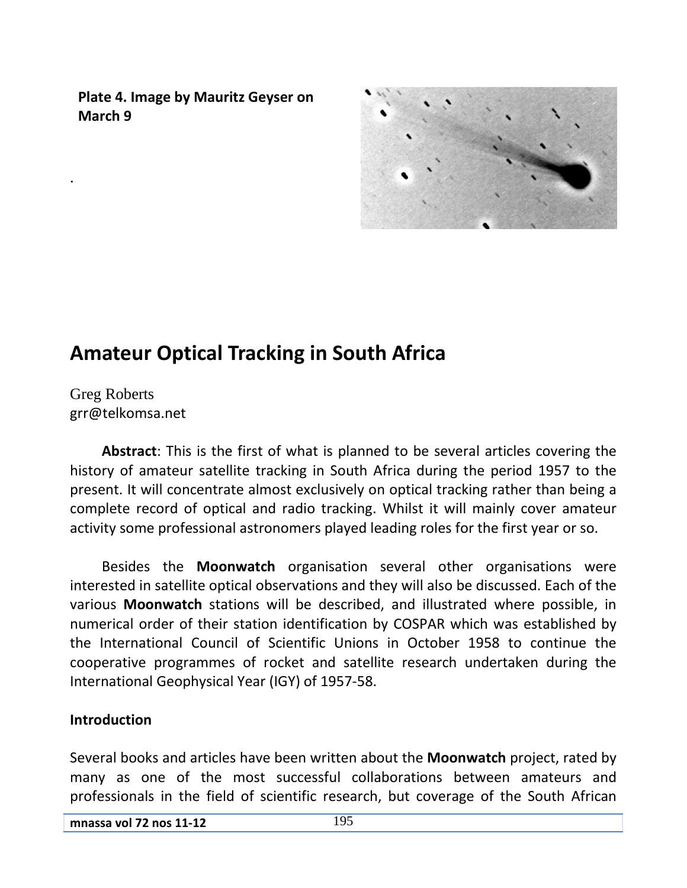**Plate 4. Image by Mauritz Geyser on March 9**

.

# Amateur Optical Tracking in South Africa

Greg Roberts
grr@telkomsa.net

**Abstract**: This is the first of what is planned to be several articles covering the history of amateur satellite tracking in South Africa during the period 1957 to the present. It will concentrate almost exclusively on optical tracking rather than being a complete record of optical and radio tracking. Whilst it will mainly cover amateur activity some professional astronomers played leading roles for the first year or so.

Besides the **Moonwatch** organisation several other organisations were interested in satellite optical observations and they will also be discussed. Each of the various **Moonwatch** stations will be described, and illustrated where possible, in numerical order of their station identification by COSPAR which was established by the International Council of Scientific Unions in October 1958 to continue the cooperative programmes of rocket and satellite research undertaken during the International Geophysical Year (IGY) of 1957-58.

**Introduction**

Several books and articles have been written about the **Moonwatch** project, rated by many as one of the most successful collaborations between amateurs and professionals in the field of scientific research, but coverage of the South African